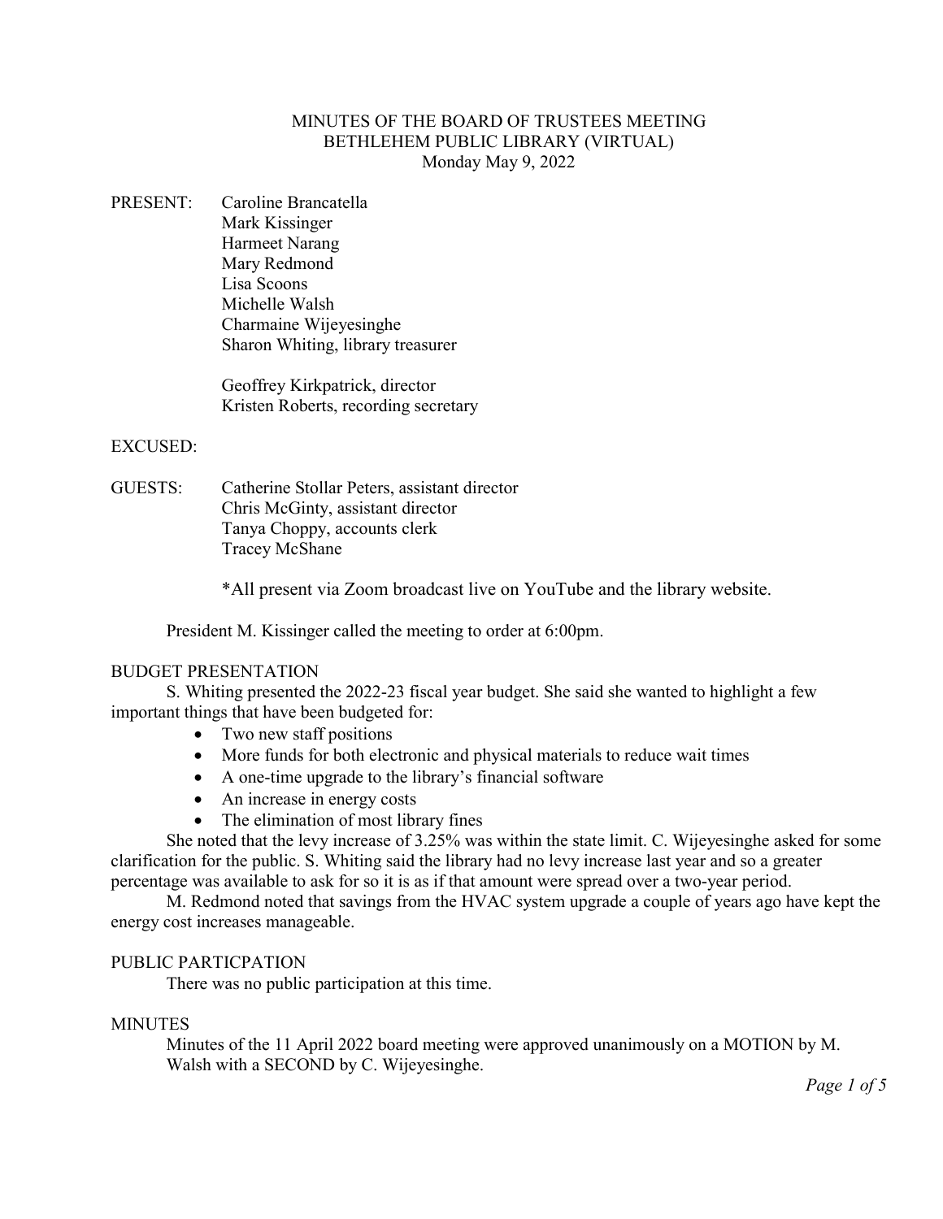# MINUTES OF THE BOARD OF TRUSTEES MEETING
## BETHLEHEM PUBLIC LIBRARY (VIRTUAL)
### Monday May 9, 2022

PRESENT:
Caroline Brancatella
Mark Kissinger
Harmeet Narang
Mary Redmond
Lisa Scoons
Michelle Walsh
Charmaine Wijeyesinghe
Sharon Whiting, library treasurer

Geoffrey Kirkpatrick, director
Kristen Roberts, recording secretary

EXCUSED:

GUESTS:
Catherine Stollar Peters, assistant director
Chris McGinty, assistant director
Tanya Choppy, accounts clerk
Tracey McShane

*All present via Zoom broadcast live on YouTube and the library website.

President M. Kissinger called the meeting to order at 6:00pm.

## BUDGET PRESENTATION

S. Whiting presented the 2022-23 fiscal year budget. She said she wanted to highlight a few important things that have been budgeted for:

- Two new staff positions
- More funds for both electronic and physical materials to reduce wait times
- A one-time upgrade to the library's financial software
- An increase in energy costs
- The elimination of most library fines

She noted that the levy increase of 3.25% was within the state limit. C. Wijeyesinghe asked for some clarification for the public. S. Whiting said the library had no levy increase last year and so a greater percentage was available to ask for so it is as if that amount were spread over a two-year period.

M. Redmond noted that savings from the HVAC system upgrade a couple of years ago have kept the energy cost increases manageable.

## PUBLIC PARTICPATION

There was no public participation at this time.

## MINUTES

Minutes of the 11 April 2022 board meeting were approved unanimously on a MOTION by M. Walsh with a SECOND by C. Wijeyesinghe.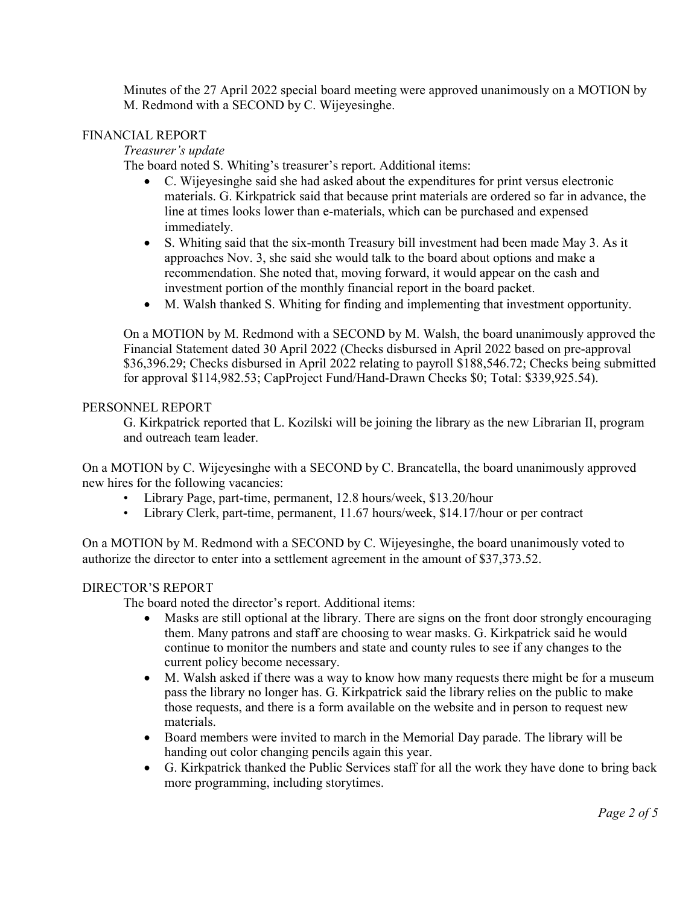Minutes of the 27 April 2022 special board meeting were approved unanimously on a MOTION by M. Redmond with a SECOND by C. Wijeyesinghe.

## FINANCIAL REPORT

*Treasurer's update*

The board noted S. Whiting's treasurer's report. Additional items:

- C. Wijeyesinghe said she had asked about the expenditures for print versus electronic materials. G. Kirkpatrick said that because print materials are ordered so far in advance, the line at times looks lower than e-materials, which can be purchased and expensed immediately.
- S. Whiting said that the six-month Treasury bill investment had been made May 3. As it approaches Nov. 3, she said she would talk to the board about options and make a recommendation. She noted that, moving forward, it would appear on the cash and investment portion of the monthly financial report in the board packet.
- M. Walsh thanked S. Whiting for finding and implementing that investment opportunity.

On a MOTION by M. Redmond with a SECOND by M. Walsh, the board unanimously approved the Financial Statement dated 30 April 2022 (Checks disbursed in April 2022 based on pre-approval $36,396.29; Checks disbursed in April 2022 relating to payroll $188,546.72; Checks being submitted for approval $114,982.53; CapProject Fund/Hand-Drawn Checks $0; Total: $339,925.54).

## PERSONNEL REPORT

G. Kirkpatrick reported that L. Kozilski will be joining the library as the new Librarian II, program and outreach team leader.

On a MOTION by C. Wijeyesinghe with a SECOND by C. Brancatella, the board unanimously approved new hires for the following vacancies:

- Library Page, part-time, permanent, 12.8 hours/week, $13.20/hour
- Library Clerk, part-time, permanent, 11.67 hours/week, $14.17/hour or per contract

On a MOTION by M. Redmond with a SECOND by C. Wijeyesinghe, the board unanimously voted to authorize the director to enter into a settlement agreement in the amount of $37,373.52.

## DIRECTOR'S REPORT

The board noted the director's report. Additional items:

- Masks are still optional at the library. There are signs on the front door strongly encouraging them. Many patrons and staff are choosing to wear masks. G. Kirkpatrick said he would continue to monitor the numbers and state and county rules to see if any changes to the current policy become necessary.
- M. Walsh asked if there was a way to know how many requests there might be for a museum pass the library no longer has. G. Kirkpatrick said the library relies on the public to make those requests, and there is a form available on the website and in person to request new materials.
- Board members were invited to march in the Memorial Day parade. The library will be handing out color changing pencils again this year.
- G. Kirkpatrick thanked the Public Services staff for all the work they have done to bring back more programming, including storytimes.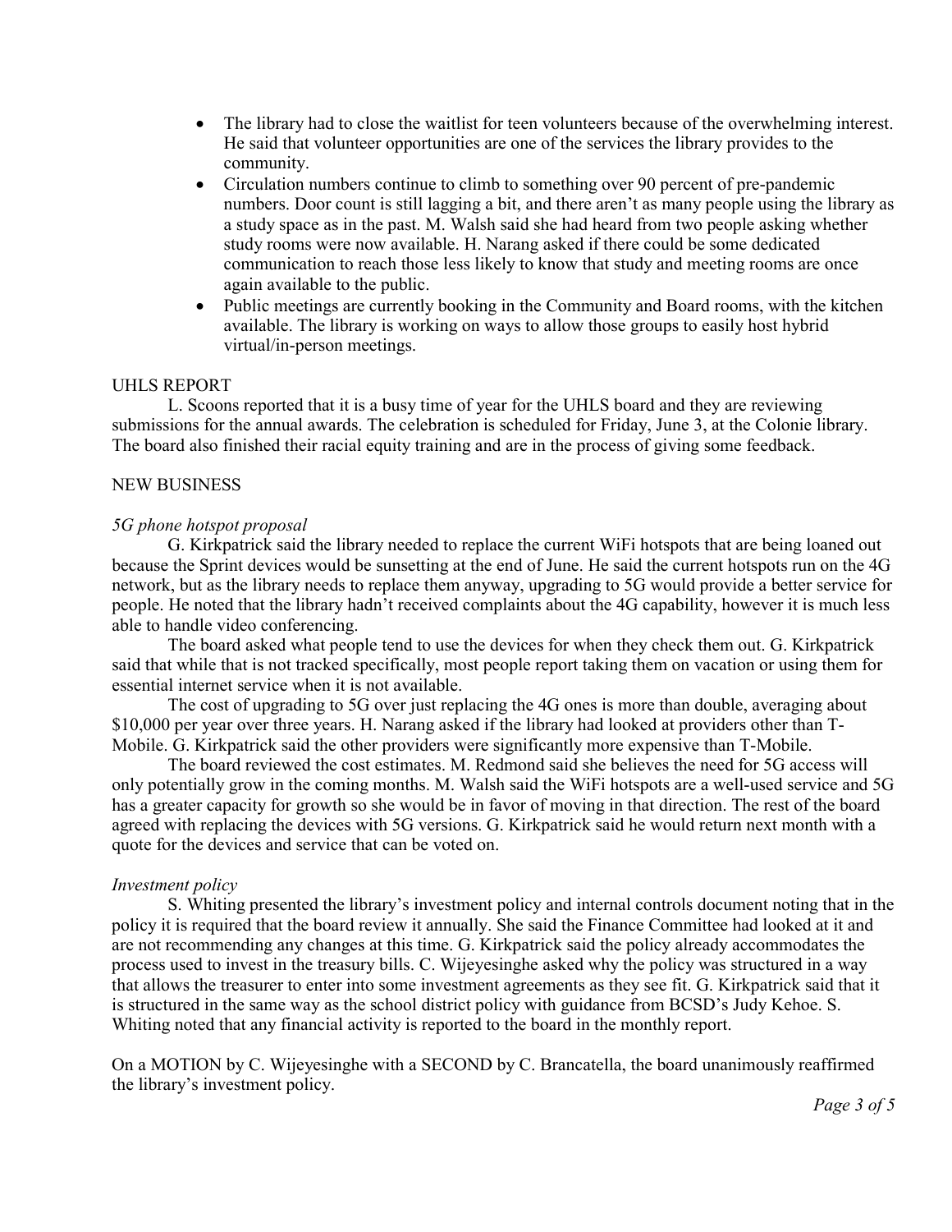- The library had to close the waitlist for teen volunteers because of the overwhelming interest. He said that volunteer opportunities are one of the services the library provides to the community.
- Circulation numbers continue to climb to something over 90 percent of pre-pandemic numbers. Door count is still lagging a bit, and there aren't as many people using the library as a study space as in the past. M. Walsh said she had heard from two people asking whether study rooms were now available. H. Narang asked if there could be some dedicated communication to reach those less likely to know that study and meeting rooms are once again available to the public.
- Public meetings are currently booking in the Community and Board rooms, with the kitchen available. The library is working on ways to allow those groups to easily host hybrid virtual/in-person meetings.

UHLS REPORT

L. Scoons reported that it is a busy time of year for the UHLS board and they are reviewing submissions for the annual awards. The celebration is scheduled for Friday, June 3, at the Colonie library. The board also finished their racial equity training and are in the process of giving some feedback.

NEW BUSINESS

*5G phone hotspot proposal*

G. Kirkpatrick said the library needed to replace the current WiFi hotspots that are being loaned out because the Sprint devices would be sunsetting at the end of June. He said the current hotspots run on the 4G network, but as the library needs to replace them anyway, upgrading to 5G would provide a better service for people. He noted that the library hadn't received complaints about the 4G capability, however it is much less able to handle video conferencing.

The board asked what people tend to use the devices for when they check them out. G. Kirkpatrick said that while that is not tracked specifically, most people report taking them on vacation or using them for essential internet service when it is not available.

The cost of upgrading to 5G over just replacing the 4G ones is more than double, averaging about $10,000 per year over three years. H. Narang asked if the library had looked at providers other than T-Mobile. G. Kirkpatrick said the other providers were significantly more expensive than T-Mobile.

The board reviewed the cost estimates. M. Redmond said she believes the need for 5G access will only potentially grow in the coming months. M. Walsh said the WiFi hotspots are a well-used service and 5G has a greater capacity for growth so she would be in favor of moving in that direction. The rest of the board agreed with replacing the devices with 5G versions. G. Kirkpatrick said he would return next month with a quote for the devices and service that can be voted on.

*Investment policy*

S. Whiting presented the library's investment policy and internal controls document noting that in the policy it is required that the board review it annually. She said the Finance Committee had looked at it and are not recommending any changes at this time. G. Kirkpatrick said the policy already accommodates the process used to invest in the treasury bills. C. Wijeyesinghe asked why the policy was structured in a way that allows the treasurer to enter into some investment agreements as they see fit. G. Kirkpatrick said that it is structured in the same way as the school district policy with guidance from BCSD's Judy Kehoe. S. Whiting noted that any financial activity is reported to the board in the monthly report.

On a MOTION by C. Wijeyesinghe with a SECOND by C. Brancatella, the board unanimously reaffirmed the library's investment policy.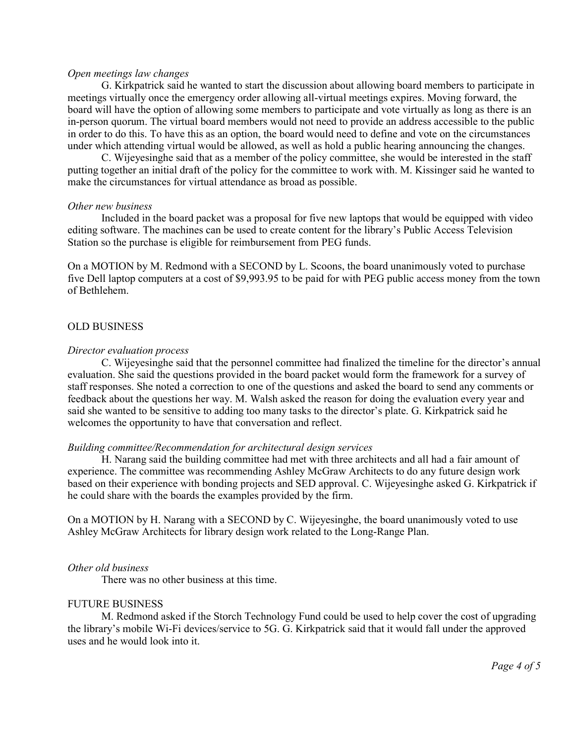*Open meetings law changes*

G. Kirkpatrick said he wanted to start the discussion about allowing board members to participate in meetings virtually once the emergency order allowing all-virtual meetings expires. Moving forward, the board will have the option of allowing some members to participate and vote virtually as long as there is an in-person quorum. The virtual board members would not need to provide an address accessible to the public in order to do this. To have this as an option, the board would need to define and vote on the circumstances under which attending virtual would be allowed, as well as hold a public hearing announcing the changes.

C. Wijeyesinghe said that as a member of the policy committee, she would be interested in the staff putting together an initial draft of the policy for the committee to work with. M. Kissinger said he wanted to make the circumstances for virtual attendance as broad as possible.

*Other new business*

Included in the board packet was a proposal for five new laptops that would be equipped with video editing software. The machines can be used to create content for the library's Public Access Television Station so the purchase is eligible for reimbursement from PEG funds.

On a MOTION by M. Redmond with a SECOND by L. Scoons, the board unanimously voted to purchase five Dell laptop computers at a cost of $9,993.95 to be paid for with PEG public access money from the town of Bethlehem.

## OLD BUSINESS

*Director evaluation process*

C. Wijeyesinghe said that the personnel committee had finalized the timeline for the director's annual evaluation. She said the questions provided in the board packet would form the framework for a survey of staff responses. She noted a correction to one of the questions and asked the board to send any comments or feedback about the questions her way. M. Walsh asked the reason for doing the evaluation every year and said she wanted to be sensitive to adding too many tasks to the director's plate. G. Kirkpatrick said he welcomes the opportunity to have that conversation and reflect.

*Building committee/Recommendation for architectural design services*

H. Narang said the building committee had met with three architects and all had a fair amount of experience. The committee was recommending Ashley McGraw Architects to do any future design work based on their experience with bonding projects and SED approval. C. Wijeyesinghe asked G. Kirkpatrick if he could share with the boards the examples provided by the firm.

On a MOTION by H. Narang with a SECOND by C. Wijeyesinghe, the board unanimously voted to use Ashley McGraw Architects for library design work related to the Long-Range Plan.

*Other old business*

There was no other business at this time.

## FUTURE BUSINESS

M. Redmond asked if the Storch Technology Fund could be used to help cover the cost of upgrading the library's mobile Wi-Fi devices/service to 5G. G. Kirkpatrick said that it would fall under the approved uses and he would look into it.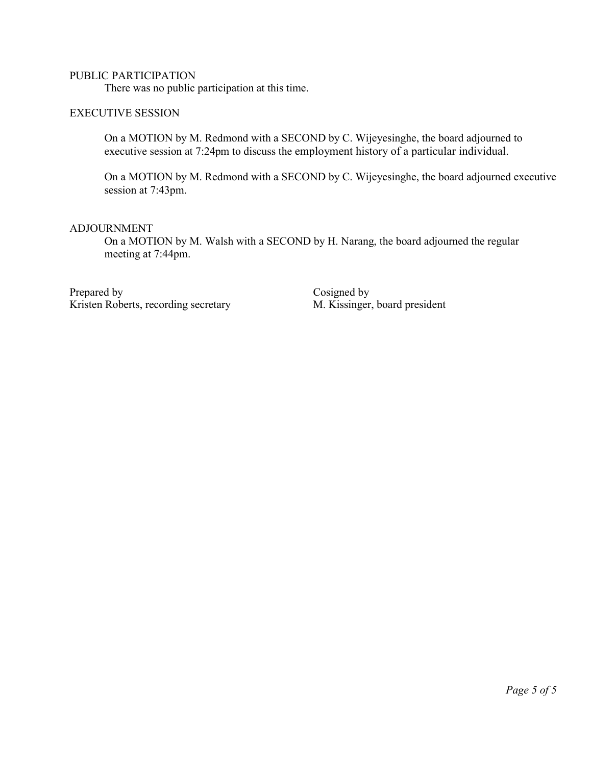## PUBLIC PARTICIPATION

There was no public participation at this time.

## EXECUTIVE SESSION

On a MOTION by M. Redmond with a SECOND by C. Wijeyesinghe, the board adjourned to executive session at 7:24pm to discuss the employment history of a particular individual.

On a MOTION by M. Redmond with a SECOND by C. Wijeyesinghe, the board adjourned executive session at 7:43pm.

## ADJOURNMENT

On a MOTION by M. Walsh with a SECOND by H. Narang, the board adjourned the regular meeting at 7:44pm.

Prepared by
Kristen Roberts, recording secretary

Cosigned by
M. Kissinger, board president